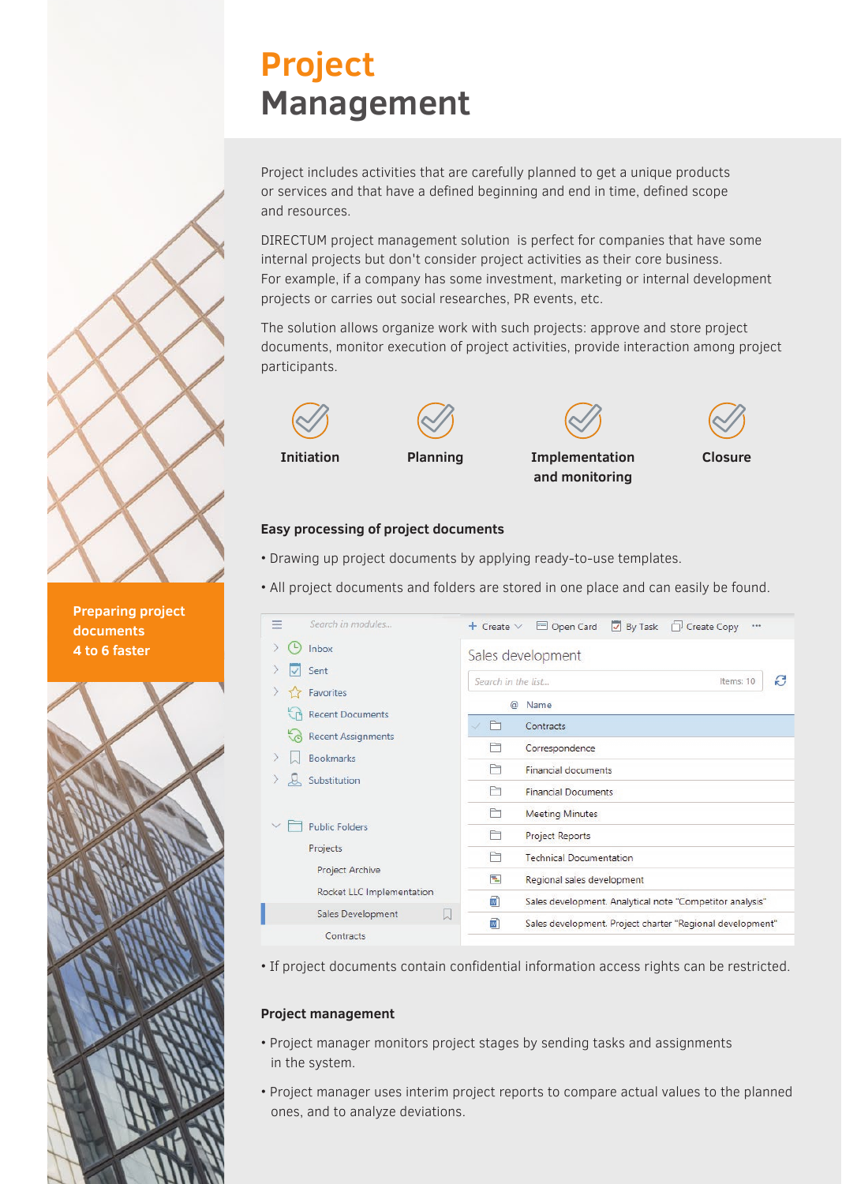# Project Management

Project includes activities that are carefully planned to get a unique products or services and that have a defined beginning and end in time, defined scope and resources.

DIRECTUM project management solution is perfect for companies that have some internal projects but don't consider project activities as their core business. For example, if a company has some investment, marketing or internal development projects or carries out social researches, PR events, etc.

The solution allows organize work with such projects: approve and store project documents, monitor execution of project activities, provide interaction among project participants.

Initiation | Planning | Implementation and monitoring | Closure

**Preparing project documents 4 to 6 faster**

## Easy processing of project documents

- Drawing up project documents by applying ready-to-use templates.
- All project documents and folders are stored in one place and can easily be found.
- If project documents contain confidential information access rights can be restricted.

## Project management

- Project manager monitors project stages by sending tasks and assignments in the system.
- Project manager uses interim project reports to compare actual values to the planned ones, and to analyze deviations.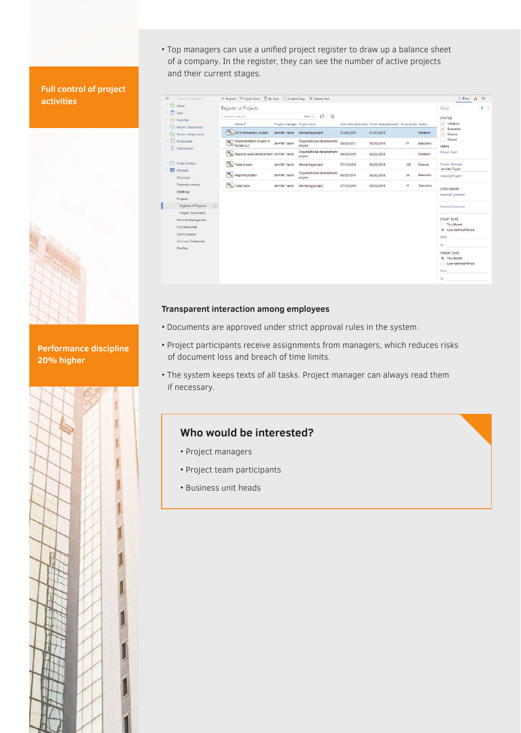## Full control of project activities

• Top managers can use a unified project register to draw up a balance sheet of a company. In the register, they can see the number of active projects and their current stages.

## Performance discipline 20% higher

### Transparent interaction among employees

• Documents are approved under strict approval rules in the system.

• Project participants receive assignments from managers, which reduces risks of document loss and breach of time limits.

• The system keeps texts of all tasks. Project manager can always read them if necessary.

## Who would be interested?

• Project managers

• Project team participants

• Business unit heads